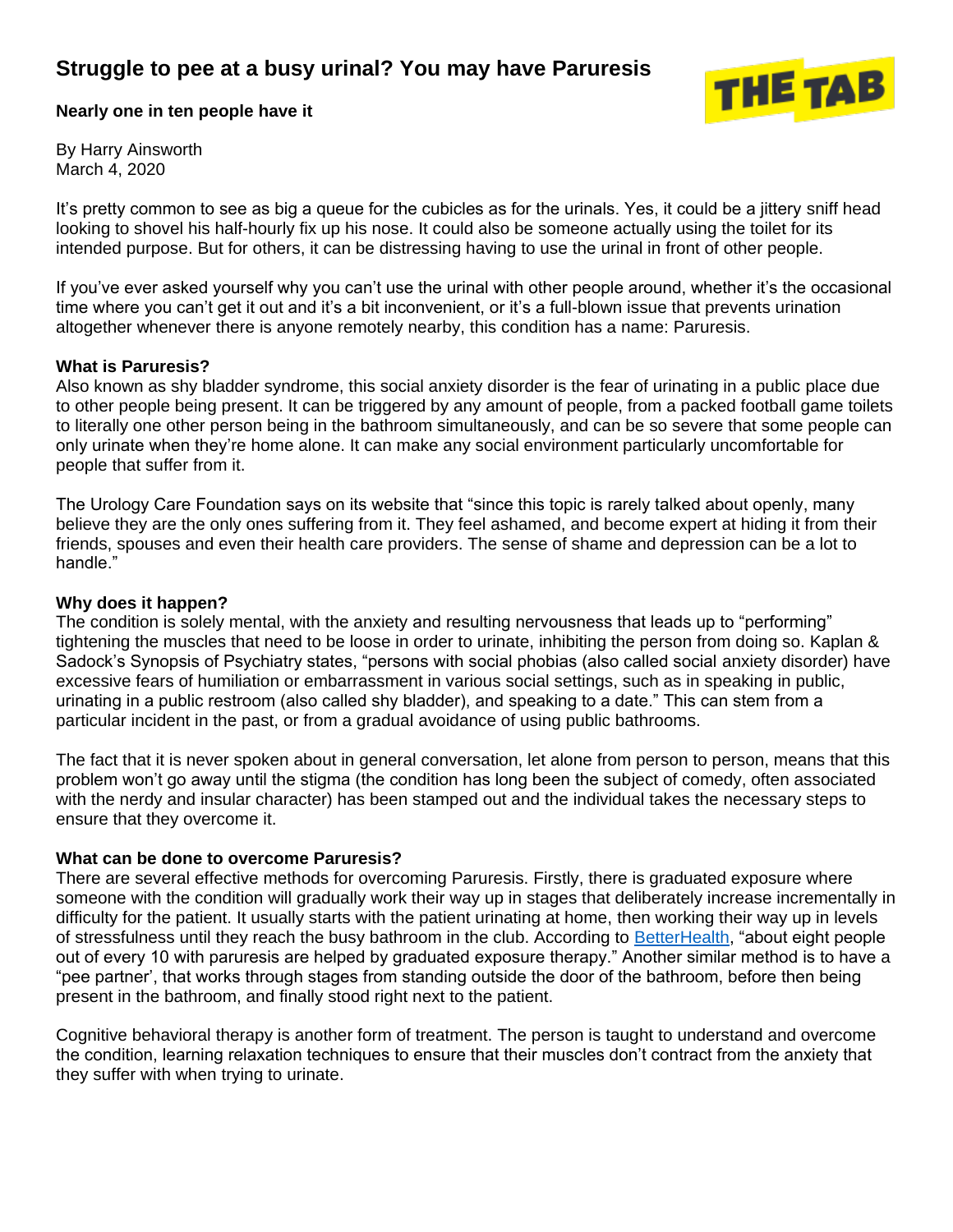# Struggle to pee at a busy urinal? You may have Paruresis

**Nearly one in ten people have it**

THE TAB

By Harry Ainsworth
March 4, 2020

It's pretty common to see as big a queue for the cubicles as for the urinals. Yes, it could be a jittery sniff head looking to shovel his half-hourly fix up his nose. It could also be someone actually using the toilet for its intended purpose. But for others, it can be distressing having to use the urinal in front of other people.

If you've ever asked yourself why you can't use the urinal with other people around, whether it's the occasional time where you can't get it out and it's a bit inconvenient, or it's a full-blown issue that prevents urination altogether whenever there is anyone remotely nearby, this condition has a name: Paruresis.

### What is Paruresis?

Also known as shy bladder syndrome, this social anxiety disorder is the fear of urinating in a public place due to other people being present. It can be triggered by any amount of people, from a packed football game toilets to literally one other person being in the bathroom simultaneously, and can be so severe that some people can only urinate when they're home alone. It can make any social environment particularly uncomfortable for people that suffer from it.

The Urology Care Foundation says on its website that "since this topic is rarely talked about openly, many believe they are the only ones suffering from it. They feel ashamed, and become expert at hiding it from their friends, spouses and even their health care providers. The sense of shame and depression can be a lot to handle."

### Why does it happen?

The condition is solely mental, with the anxiety and resulting nervousness that leads up to "performing" tightening the muscles that need to be loose in order to urinate, inhibiting the person from doing so. Kaplan & Sadock's Synopsis of Psychiatry states, "persons with social phobias (also called social anxiety disorder) have excessive fears of humiliation or embarrassment in various social settings, such as in speaking in public, urinating in a public restroom (also called shy bladder), and speaking to a date." This can stem from a particular incident in the past, or from a gradual avoidance of using public bathrooms.

The fact that it is never spoken about in general conversation, let alone from person to person, means that this problem won't go away until the stigma (the condition has long been the subject of comedy, often associated with the nerdy and insular character) has been stamped out and the individual takes the necessary steps to ensure that they overcome it.

### What can be done to overcome Paruresis?

There are several effective methods for overcoming Paruresis. Firstly, there is graduated exposure where someone with the condition will gradually work their way up in stages that deliberately increase incrementally in difficulty for the patient. It usually starts with the patient urinating at home, then working their way up in levels of stressfulness until they reach the busy bathroom in the club. According to [BetterHealth](), "about eight people out of every 10 with paruresis are helped by graduated exposure therapy." Another similar method is to have a "pee partner', that works through stages from standing outside the door of the bathroom, before then being present in the bathroom, and finally stood right next to the patient.

Cognitive behavioral therapy is another form of treatment. The person is taught to understand and overcome the condition, learning relaxation techniques to ensure that their muscles don't contract from the anxiety that they suffer with when trying to urinate.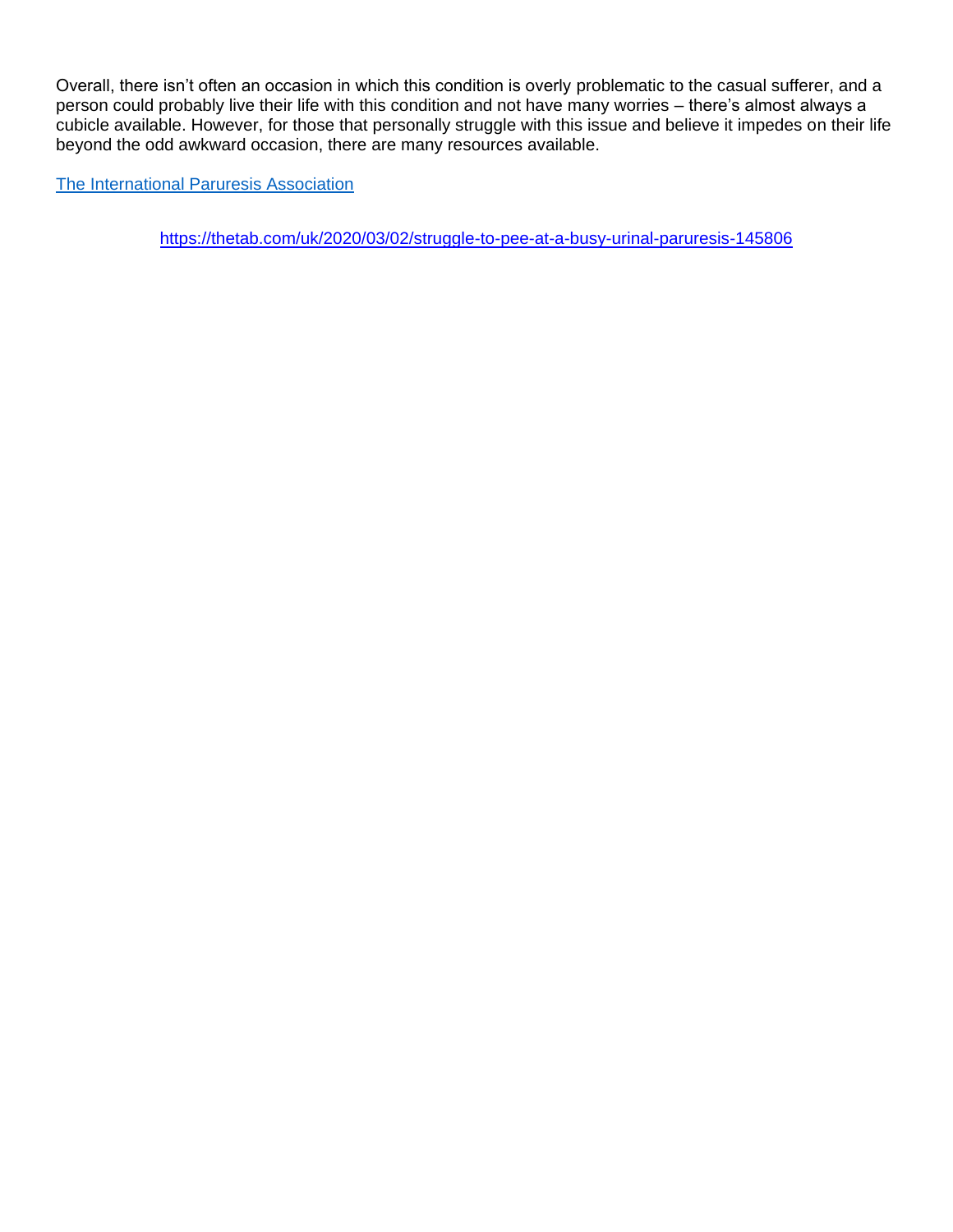Overall, there isn't often an occasion in which this condition is overly problematic to the casual sufferer, and a person could probably live their life with this condition and not have many worries – there's almost always a cubicle available. However, for those that personally struggle with this issue and believe it impedes on their life beyond the odd awkward occasion, there are many resources available.

The International Paruresis Association

https://thetab.com/uk/2020/03/02/struggle-to-pee-at-a-busy-urinal-paruresis-145806